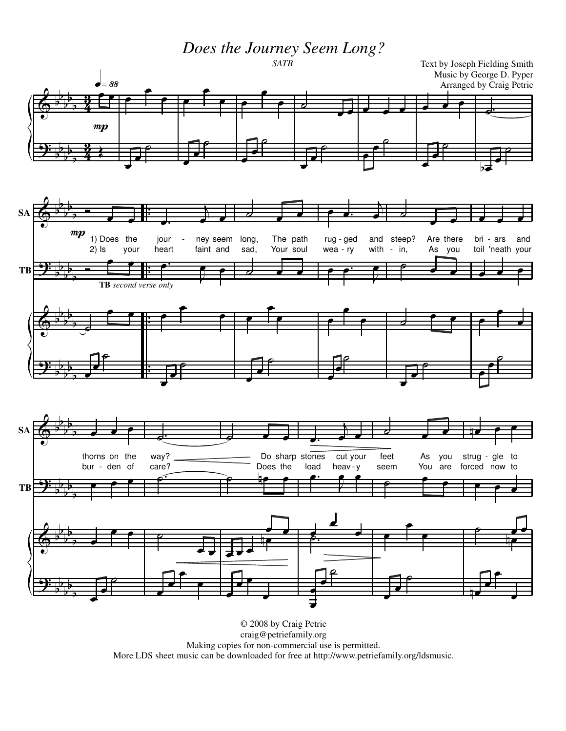# *Does the Journey Seem Long?*

*SATB*

Text by Joseph Fielding Smith
Music by George D. Pyper
Arranged by Craig Petrie

♩= 88

*mp*

SA

*mp*

1) Does the journey seem long, The path rug-ged and steep? Are there bri-ars and thorns on the way? Do sharp stones cut your feet As you strug-gle to

2) Is your heart faint and sad, Your soul wea-ry with-in, As you toil 'neath your bur-den of care? Does the load heav-y seem You are forced now to

TB

**TB** *second verse only*

© 2008 by Craig Petrie
craig@petriefamily.org
Making copies for non-commercial use is permitted.
More LDS sheet music can be downloaded for free at http://www.petriefamily.org/ldsmusic.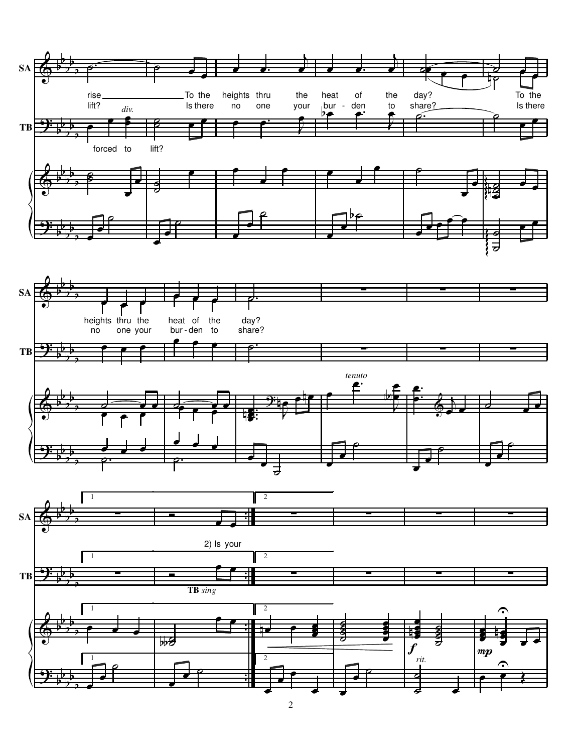SA

rise ________ To the heights thru the heat of the day? To the

lift? Is there no one your bur - den to share? Is there

*div.*

TB

forced to lift?

SA

heights thru the heat of the day?

no one your bur - den to share?

*tenuto*

1 2

SA

2) Is your

TB

**TB** *sing*

***f*** *rit.* ***mp***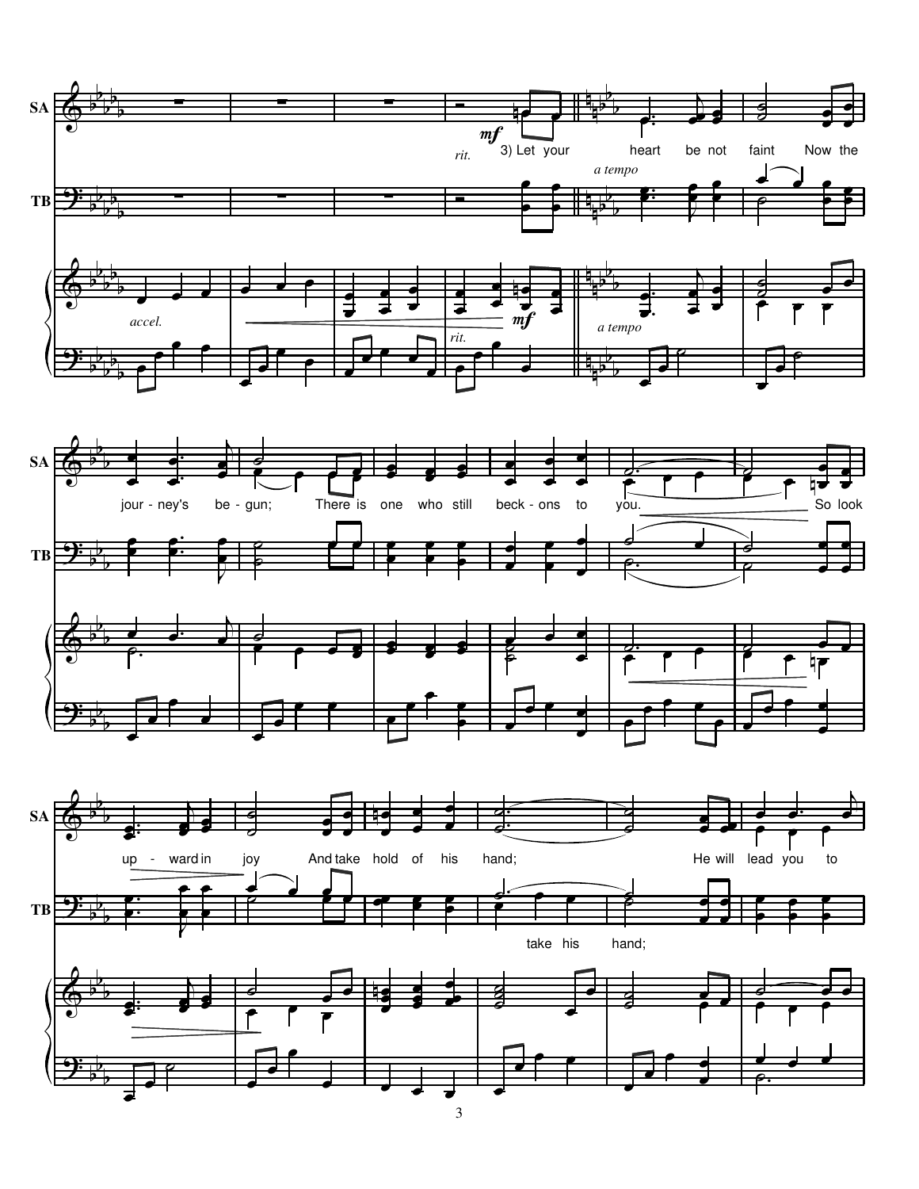SA

TB

*rit.* *mf*

3) Let your heart be not faint Now the journ - ney's be - gun; There is one who still beck - ons to you. So look up - ward in joy And take hold of his hand; He will lead you to

*a tempo*

take his hand;

*accel.*

*rit.*

*mf*

*a tempo*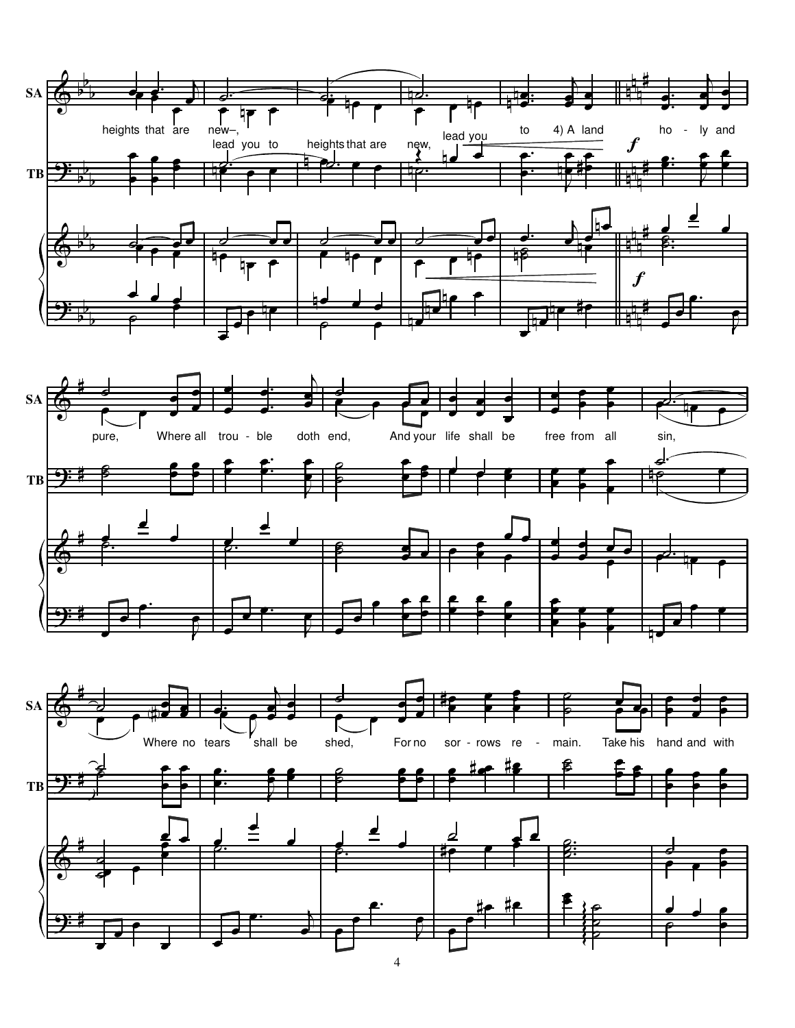SA

heights that are new–, lead you to 4) A land ho - ly and

TB

lead you to heights that are new, lead you

pure, Where all trou - ble doth end, And your life shall be free from all sin,

Where no tears shall be shed, For no sor - rows re - main. Take his hand and with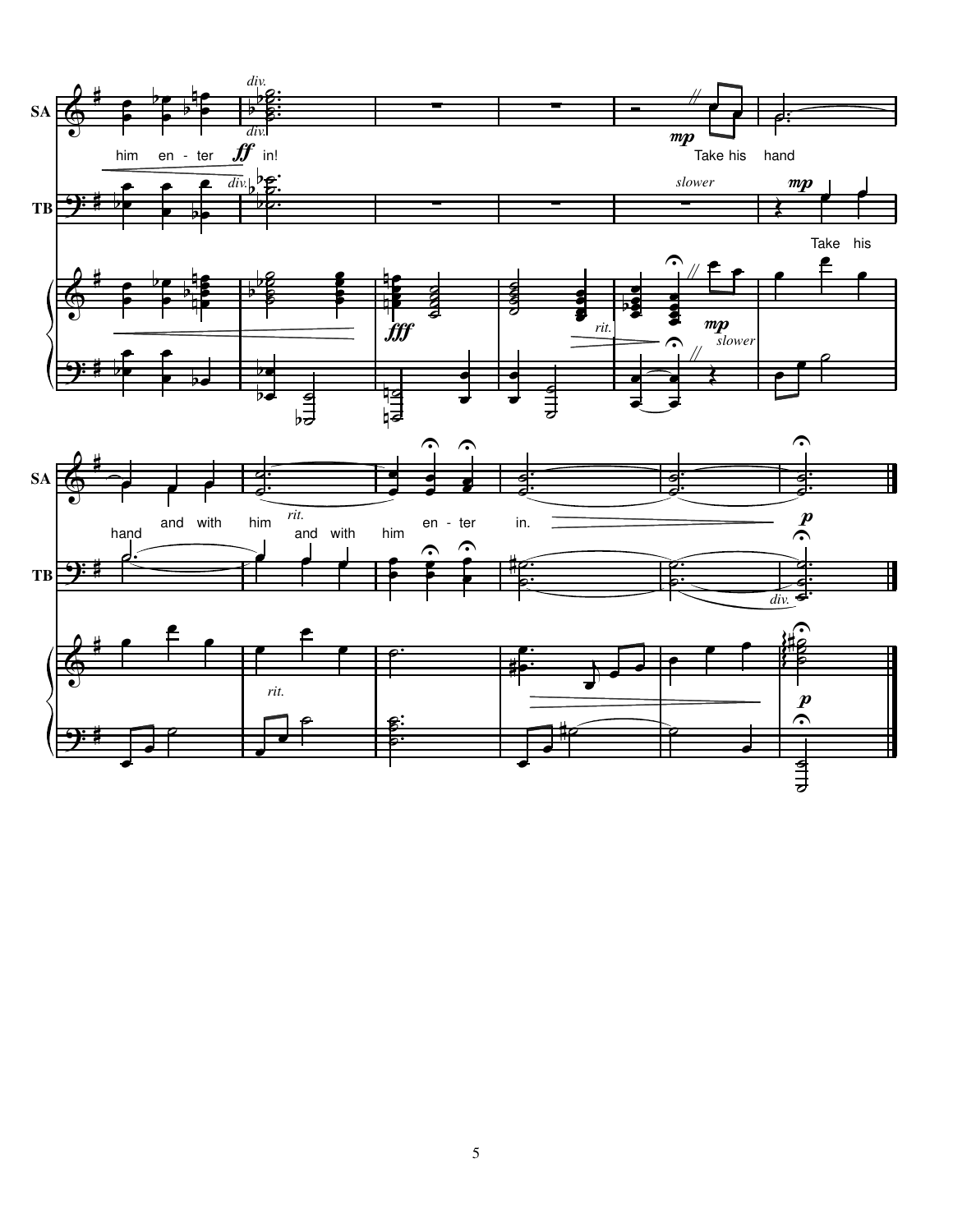SA

TB

him en - ter in!

Take his hand

Take his

hand and with him

and with him

en - ter in.